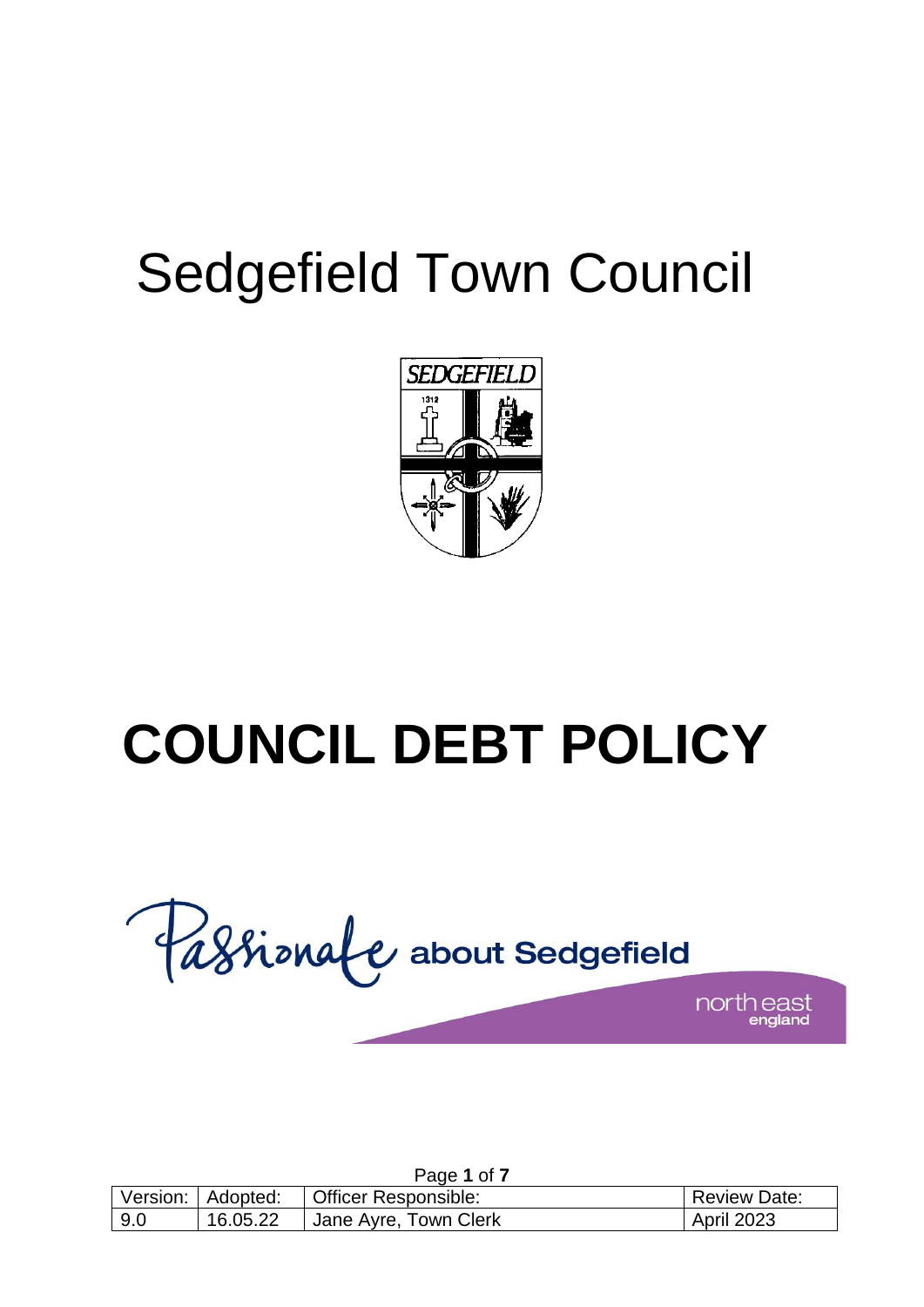# Sedgefield Town Council

# COUNCIL DEBT POLICY

Passionate about Sedgefield

north east england

| Version: | Adopted: | Officer Responsible: | Review Date: |
|---|---|---|---|
| 9.0 | 16.05.22 | Jane Ayre, Town Clerk | April 2023 |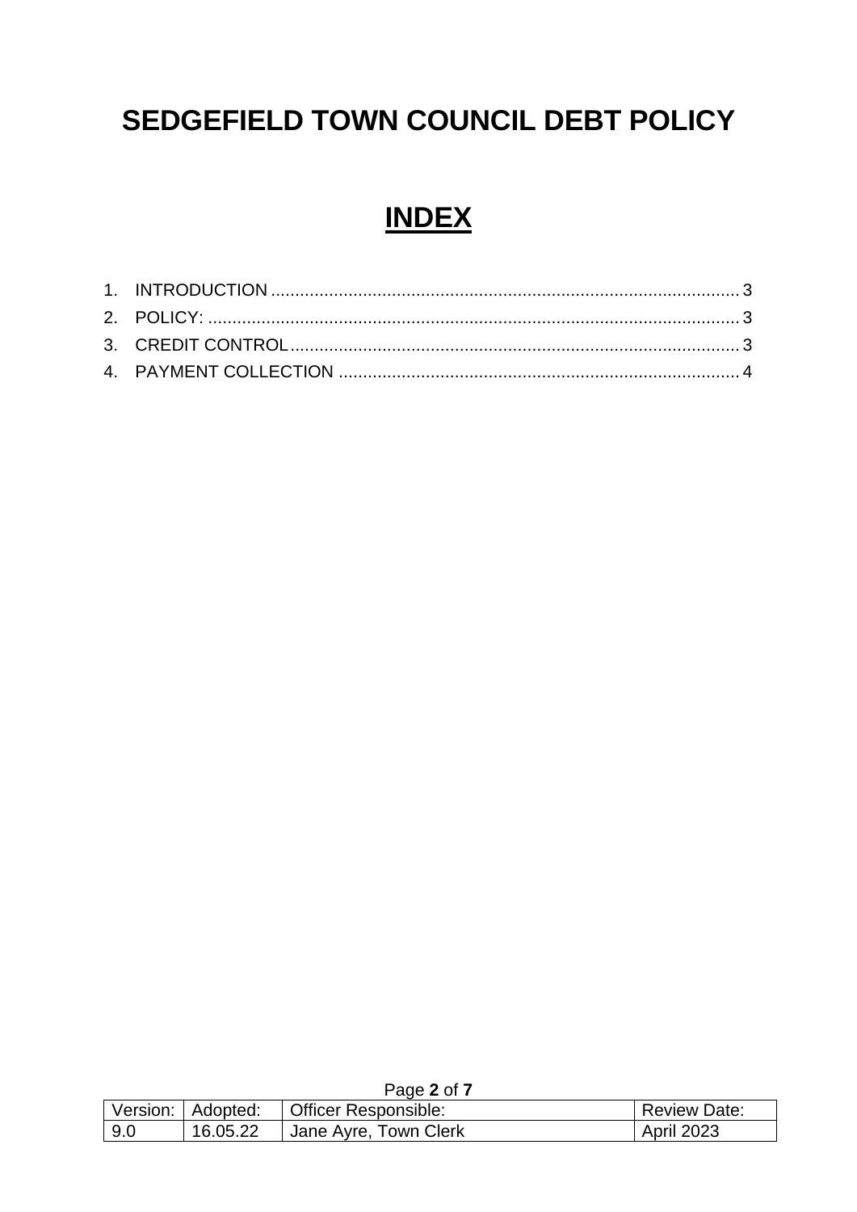# SEDGEFIELD TOWN COUNCIL DEBT POLICY

## INDEX

1. INTRODUCTION ................................................................................................ 3
2. POLICY: ............................................................................................................ 3
3. CREDIT CONTROL ............................................................................................ 3
4. PAYMENT COLLECTION .................................................................................. 4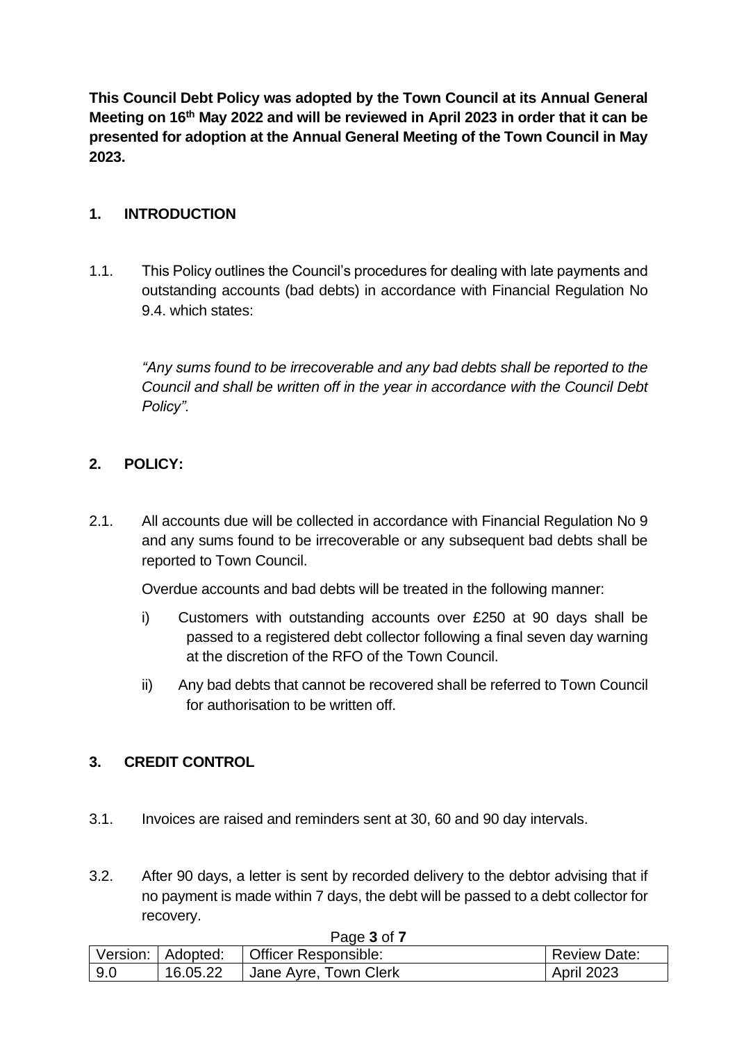**This Council Debt Policy was adopted by the Town Council at its Annual General Meeting on 16th May 2022 and will be reviewed in April 2023 in order that it can be presented for adoption at the Annual General Meeting of the Town Council in May 2023.**

## 1. INTRODUCTION

1.1. This Policy outlines the Council's procedures for dealing with late payments and outstanding accounts (bad debts) in accordance with Financial Regulation No 9.4. which states:

*"Any sums found to be irrecoverable and any bad debts shall be reported to the Council and shall be written off in the year in accordance with the Council Debt Policy".*

## 2. POLICY:

2.1. All accounts due will be collected in accordance with Financial Regulation No 9 and any sums found to be irrecoverable or any subsequent bad debts shall be reported to Town Council.

Overdue accounts and bad debts will be treated in the following manner:

i) Customers with outstanding accounts over £250 at 90 days shall be passed to a registered debt collector following a final seven day warning at the discretion of the RFO of the Town Council.

ii) Any bad debts that cannot be recovered shall be referred to Town Council for authorisation to be written off.

## 3. CREDIT CONTROL

3.1. Invoices are raised and reminders sent at 30, 60 and 90 day intervals.

3.2. After 90 days, a letter is sent by recorded delivery to the debtor advising that if no payment is made within 7 days, the debt will be passed to a debt collector for recovery.

| Version: | Adopted: | Officer Responsible: | Review Date: |
|---|---|---|---|
| 9.0 | 16.05.22 | Jane Ayre, Town Clerk | April 2023 |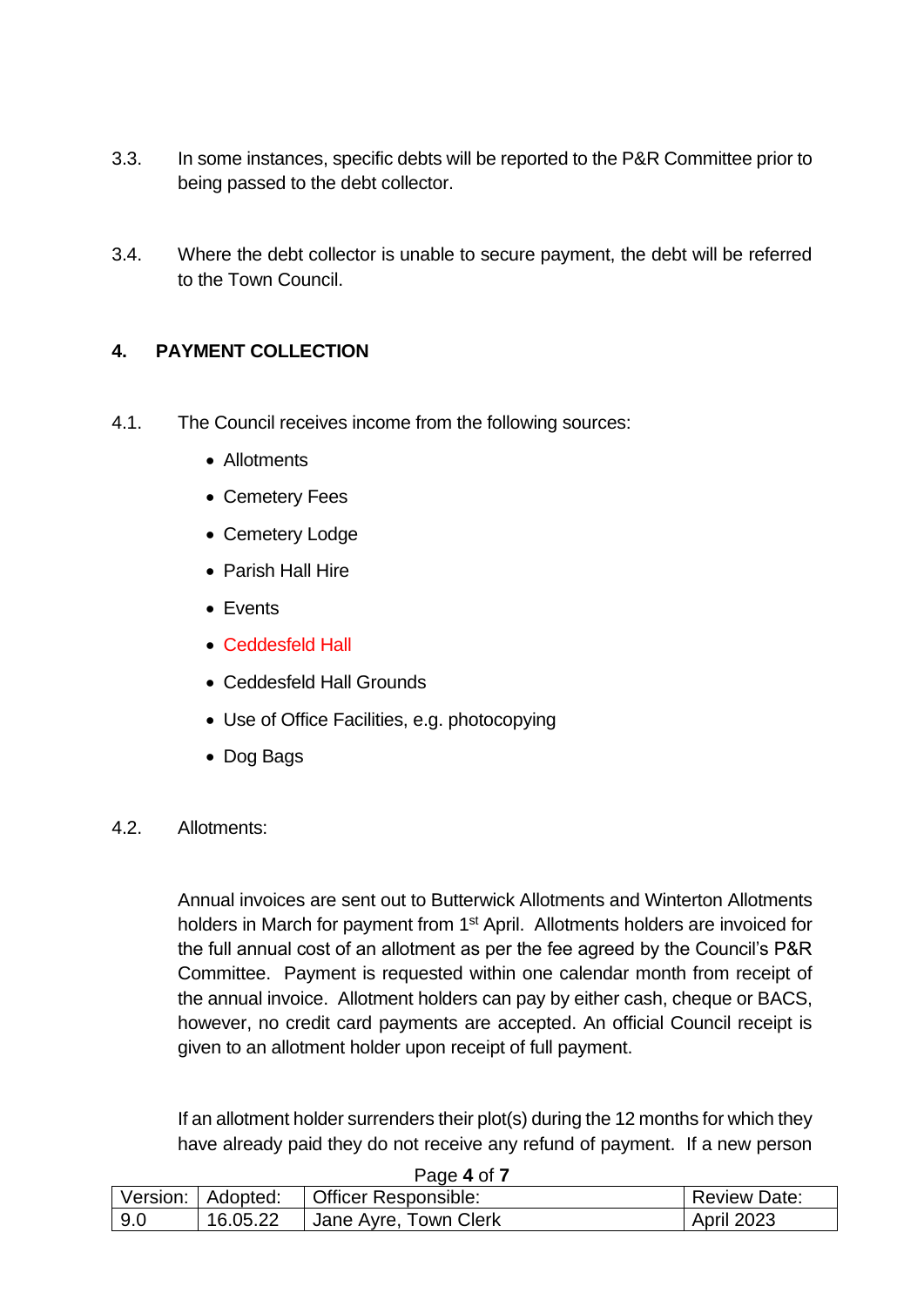3.3. In some instances, specific debts will be reported to the P&R Committee prior to being passed to the debt collector.

3.4. Where the debt collector is unable to secure payment, the debt will be referred to the Town Council.

## 4. PAYMENT COLLECTION

4.1. The Council receives income from the following sources:

- Allotments
- Cemetery Fees
- Cemetery Lodge
- Parish Hall Hire
- Events
- Ceddesfeld Hall
- Ceddesfeld Hall Grounds
- Use of Office Facilities, e.g. photocopying
- Dog Bags

4.2. Allotments:

Annual invoices are sent out to Butterwick Allotments and Winterton Allotments holders in March for payment from 1st April. Allotments holders are invoiced for the full annual cost of an allotment as per the fee agreed by the Council's P&R Committee. Payment is requested within one calendar month from receipt of the annual invoice. Allotment holders can pay by either cash, cheque or BACS, however, no credit card payments are accepted. An official Council receipt is given to an allotment holder upon receipt of full payment.

If an allotment holder surrenders their plot(s) during the 12 months for which they have already paid they do not receive any refund of payment. If a new person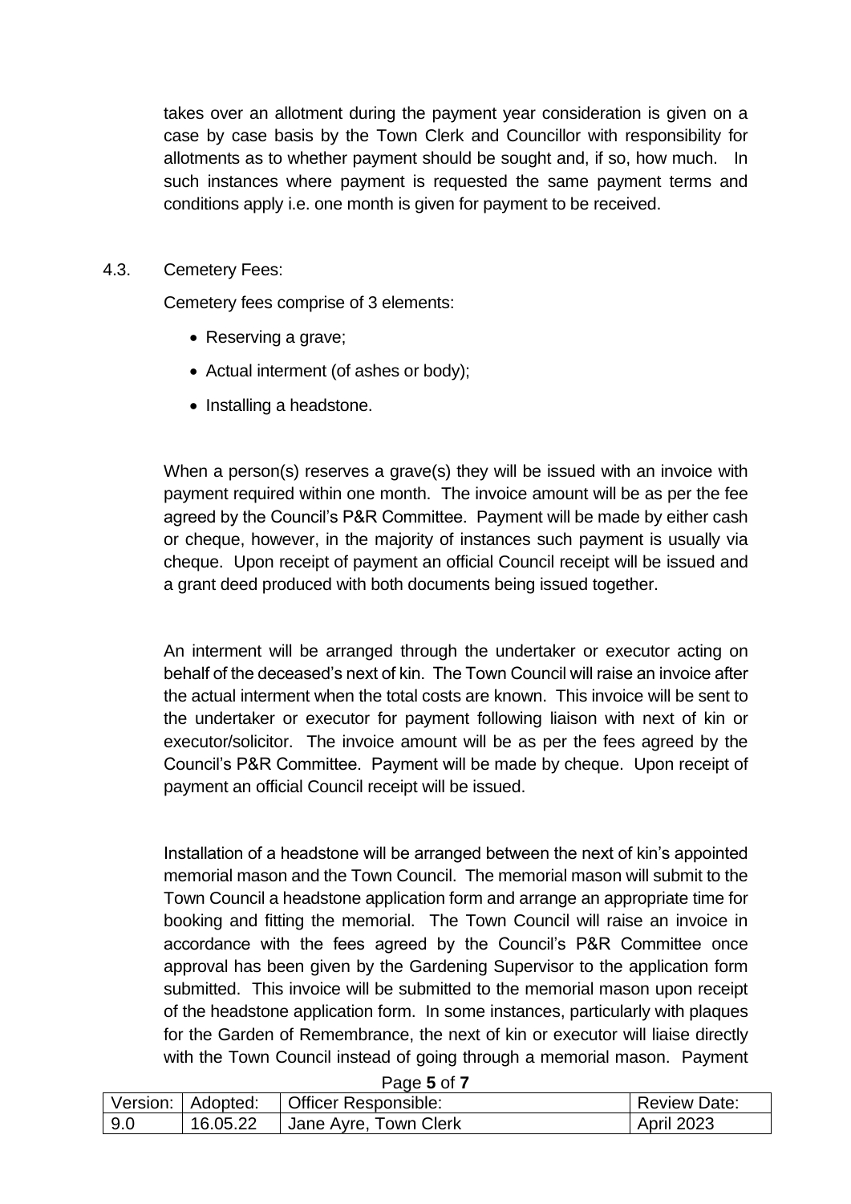takes over an allotment during the payment year consideration is given on a case by case basis by the Town Clerk and Councillor with responsibility for allotments as to whether payment should be sought and, if so, how much. In such instances where payment is requested the same payment terms and conditions apply i.e. one month is given for payment to be received.

4.3. Cemetery Fees:

Cemetery fees comprise of 3 elements:

- Reserving a grave;
- Actual interment (of ashes or body);
- Installing a headstone.

When a person(s) reserves a grave(s) they will be issued with an invoice with payment required within one month. The invoice amount will be as per the fee agreed by the Council's P&R Committee. Payment will be made by either cash or cheque, however, in the majority of instances such payment is usually via cheque. Upon receipt of payment an official Council receipt will be issued and a grant deed produced with both documents being issued together.

An interment will be arranged through the undertaker or executor acting on behalf of the deceased's next of kin. The Town Council will raise an invoice after the actual interment when the total costs are known. This invoice will be sent to the undertaker or executor for payment following liaison with next of kin or executor/solicitor. The invoice amount will be as per the fees agreed by the Council's P&R Committee. Payment will be made by cheque. Upon receipt of payment an official Council receipt will be issued.

Installation of a headstone will be arranged between the next of kin's appointed memorial mason and the Town Council. The memorial mason will submit to the Town Council a headstone application form and arrange an appropriate time for booking and fitting the memorial. The Town Council will raise an invoice in accordance with the fees agreed by the Council's P&R Committee once approval has been given by the Gardening Supervisor to the application form submitted. This invoice will be submitted to the memorial mason upon receipt of the headstone application form. In some instances, particularly with plaques for the Garden of Remembrance, the next of kin or executor will liaise directly with the Town Council instead of going through a memorial mason. Payment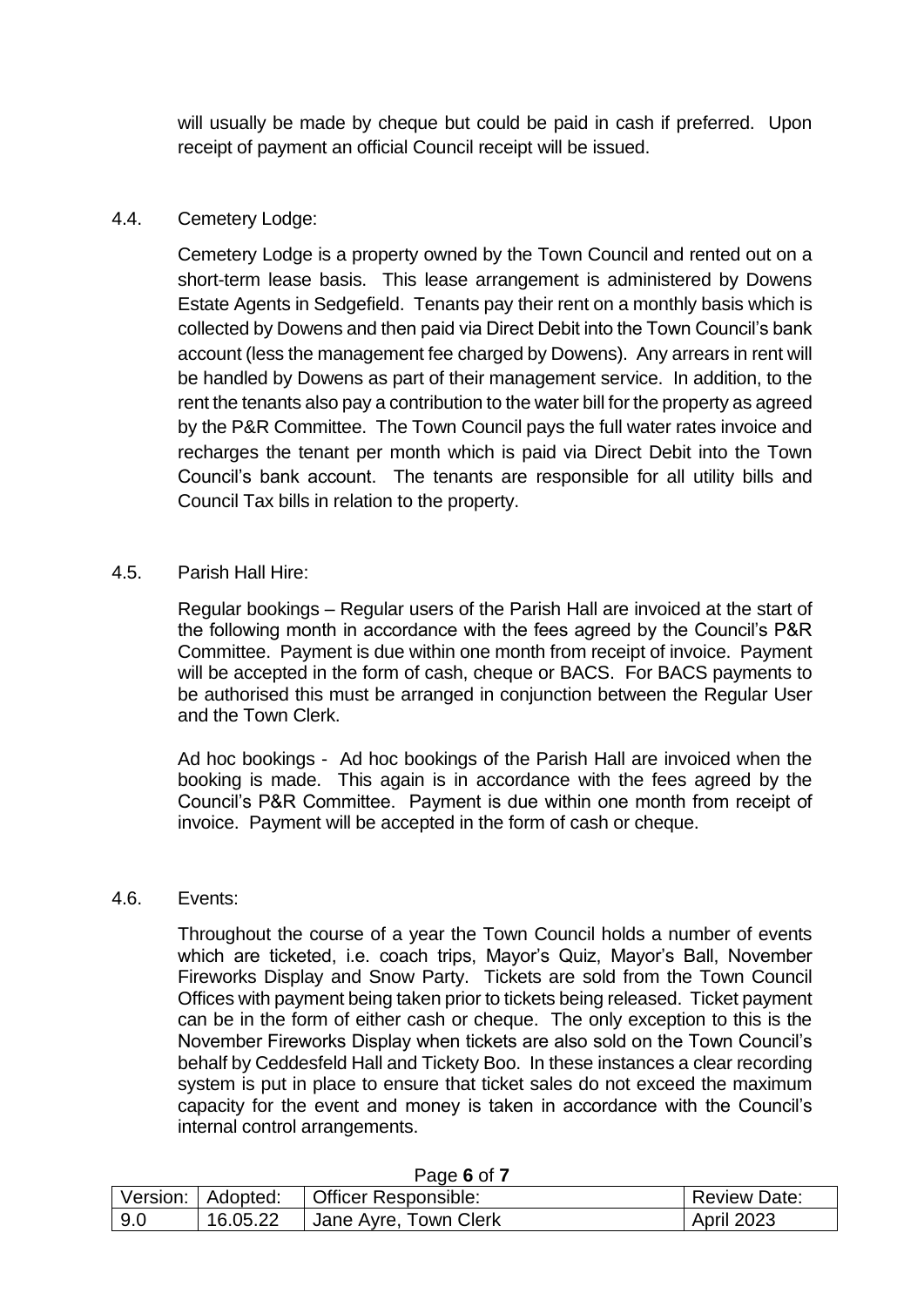will usually be made by cheque but could be paid in cash if preferred. Upon receipt of payment an official Council receipt will be issued.

4.4. Cemetery Lodge:

Cemetery Lodge is a property owned by the Town Council and rented out on a short-term lease basis. This lease arrangement is administered by Dowens Estate Agents in Sedgefield. Tenants pay their rent on a monthly basis which is collected by Dowens and then paid via Direct Debit into the Town Council's bank account (less the management fee charged by Dowens). Any arrears in rent will be handled by Dowens as part of their management service. In addition, to the rent the tenants also pay a contribution to the water bill for the property as agreed by the P&R Committee. The Town Council pays the full water rates invoice and recharges the tenant per month which is paid via Direct Debit into the Town Council's bank account. The tenants are responsible for all utility bills and Council Tax bills in relation to the property.

4.5. Parish Hall Hire:

Regular bookings – Regular users of the Parish Hall are invoiced at the start of the following month in accordance with the fees agreed by the Council's P&R Committee. Payment is due within one month from receipt of invoice. Payment will be accepted in the form of cash, cheque or BACS. For BACS payments to be authorised this must be arranged in conjunction between the Regular User and the Town Clerk.

Ad hoc bookings - Ad hoc bookings of the Parish Hall are invoiced when the booking is made. This again is in accordance with the fees agreed by the Council's P&R Committee. Payment is due within one month from receipt of invoice. Payment will be accepted in the form of cash or cheque.

4.6. Events:

Throughout the course of a year the Town Council holds a number of events which are ticketed, i.e. coach trips, Mayor's Quiz, Mayor's Ball, November Fireworks Display and Snow Party. Tickets are sold from the Town Council Offices with payment being taken prior to tickets being released. Ticket payment can be in the form of either cash or cheque. The only exception to this is the November Fireworks Display when tickets are also sold on the Town Council's behalf by Ceddesfeld Hall and Tickety Boo. In these instances a clear recording system is put in place to ensure that ticket sales do not exceed the maximum capacity for the event and money is taken in accordance with the Council's internal control arrangements.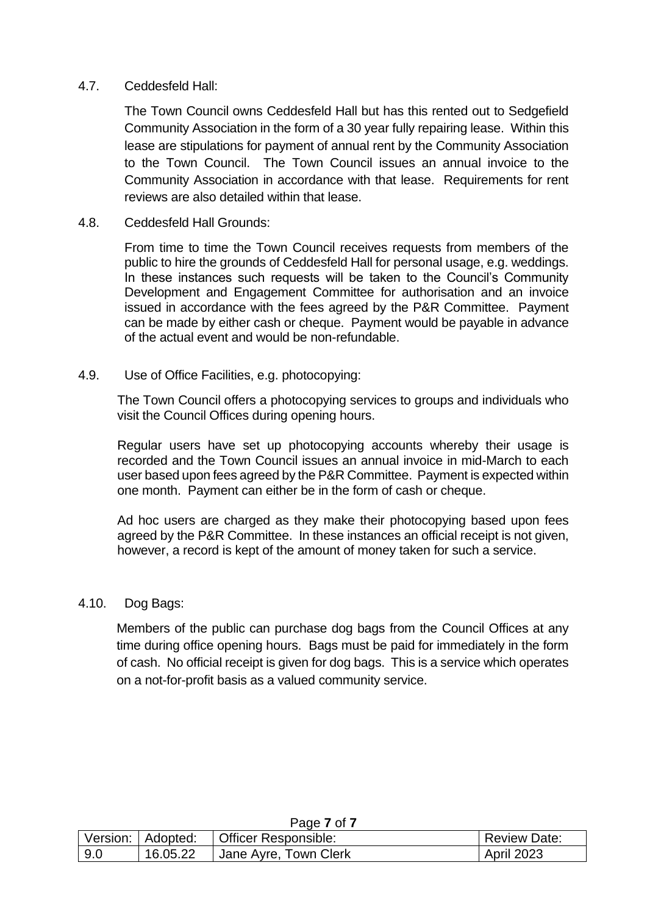4.7. Ceddesfeld Hall:

The Town Council owns Ceddesfeld Hall but has this rented out to Sedgefield Community Association in the form of a 30 year fully repairing lease. Within this lease are stipulations for payment of annual rent by the Community Association to the Town Council. The Town Council issues an annual invoice to the Community Association in accordance with that lease. Requirements for rent reviews are also detailed within that lease.

4.8. Ceddesfeld Hall Grounds:

From time to time the Town Council receives requests from members of the public to hire the grounds of Ceddesfeld Hall for personal usage, e.g. weddings. In these instances such requests will be taken to the Council's Community Development and Engagement Committee for authorisation and an invoice issued in accordance with the fees agreed by the P&R Committee. Payment can be made by either cash or cheque. Payment would be payable in advance of the actual event and would be non-refundable.

4.9. Use of Office Facilities, e.g. photocopying:

The Town Council offers a photocopying services to groups and individuals who visit the Council Offices during opening hours.

Regular users have set up photocopying accounts whereby their usage is recorded and the Town Council issues an annual invoice in mid-March to each user based upon fees agreed by the P&R Committee. Payment is expected within one month. Payment can either be in the form of cash or cheque.

Ad hoc users are charged as they make their photocopying based upon fees agreed by the P&R Committee. In these instances an official receipt is not given, however, a record is kept of the amount of money taken for such a service.

4.10. Dog Bags:

Members of the public can purchase dog bags from the Council Offices at any time during office opening hours. Bags must be paid for immediately in the form of cash. No official receipt is given for dog bags. This is a service which operates on a not-for-profit basis as a valued community service.